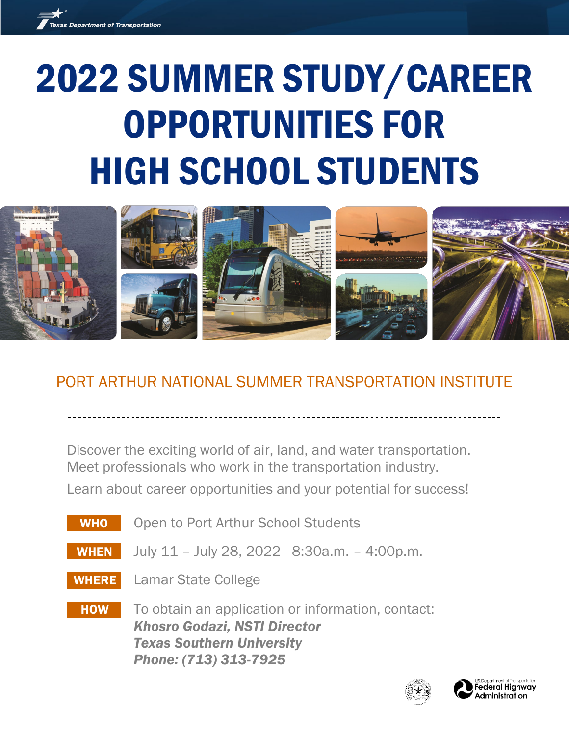Texas Department of Transportation

# 2022 SUMMER STUDY/CAREER OPPORTUNITIES FOR HIGH SCHOOL STUDENTS

## PORT ARTHUR NATIONAL SUMMER TRANSPORTATION INSTITUTE

Discover the exciting world of air, land, and water transportation.
Meet professionals who work in the transportation industry.

Learn about career opportunities and your potential for success!

**WHO** Open to Port Arthur School Students

**WHEN** July 11 – July 28, 2022 8:30a.m. – 4:00p.m.

**WHERE** Lamar State College

**HOW** To obtain an application or information, contact:
***Khosro Godazi, NSTI Director***
***Texas Southern University***
***Phone: (713) 313-7925***

U.S. Department of Transportation
Federal Highway Administration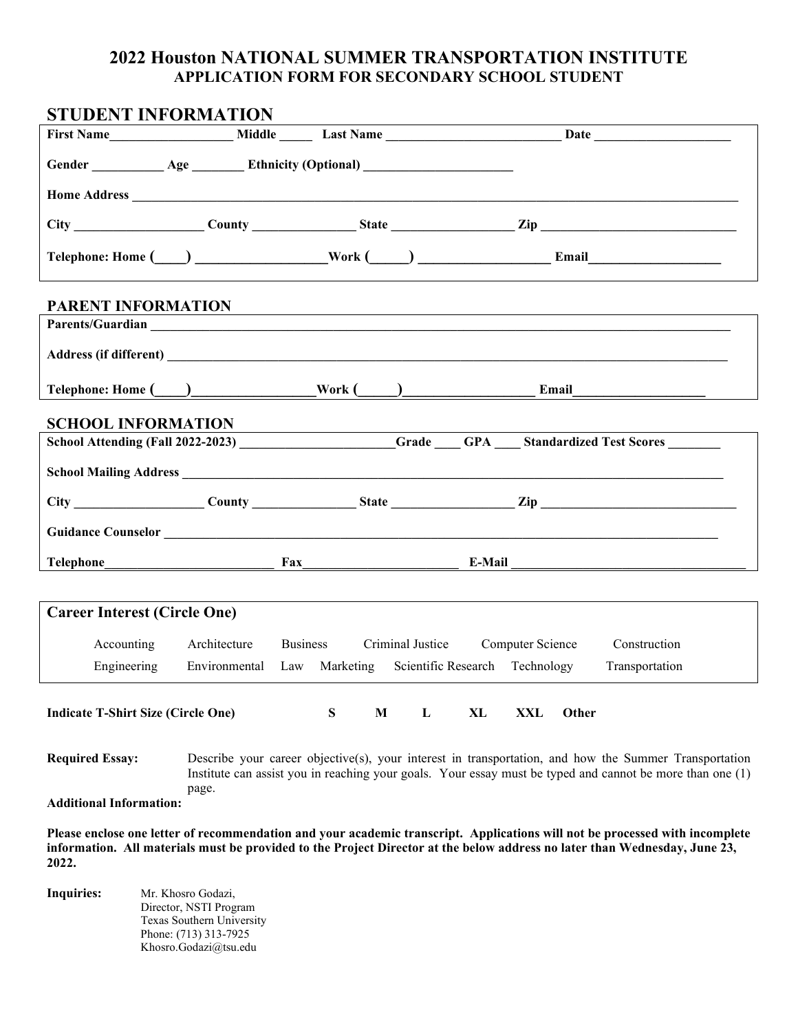# 2022 Houston NATIONAL SUMMER TRANSPORTATION INSTITUTE
## APPLICATION FORM FOR SECONDARY SCHOOL STUDENT

## STUDENT INFORMATION

**First Name**___________________ **Middle** _____ **Last Name** __________________________ **Date** ____________________

**Gender** ___________ **Age** ________ **Ethnicity (Optional)** ______________________

**Home Address** ______________________________________________________________________________

**City** ___________________ **County** _______________ **State** __________________ **Zip** ______________________________

**Telephone: Home** (____) ___________________**Work** (_____) ___________________ **Email**___________________

## PARENT INFORMATION

**Parents/Guardian** ______________________________________________________________________________

**Address (if different)** __________________________________________________________________________

**Telephone: Home** (____)_________________**Work** (_____)___________________ **Email**___________________

## SCHOOL INFORMATION

**School Attending (Fall 2022-2023)** _______________________**Grade** ____ **GPA** ____ **Standardized Test Scores** ________

**School Mailing Address** ________________________________________________________________________

**City** ___________________ **County** _______________ **State** __________________ **Zip** ______________________________

**Guidance Counselor** ____________________________________________________________________________

**Telephone**__________________________ **Fax**_______________________ **E-Mail** ___________________________________

## Career Interest (Circle One)

Accounting Architecture Business Criminal Justice Computer Science Construction

Engineering Environmental Law Marketing Scientific Research Technology Transportation

**Indicate T-Shirt Size (Circle One)** **S** **M** **L** **XL** **XXL** **Other**

**Required Essay:** Describe your career objective(s), your interest in transportation, and how the Summer Transportation Institute can assist you in reaching your goals. Your essay must be typed and cannot be more than one (1) page.

**Additional Information:**

**Please enclose one letter of recommendation and your academic transcript. Applications will not be processed with incomplete information. All materials must be provided to the Project Director at the below address no later than Wednesday, June 23, 2022.**

**Inquiries:** Mr. Khosro Godazi,
Director, NSTI Program
Texas Southern University
Phone: (713) 313-7925
Khosro.Godazi@tsu.edu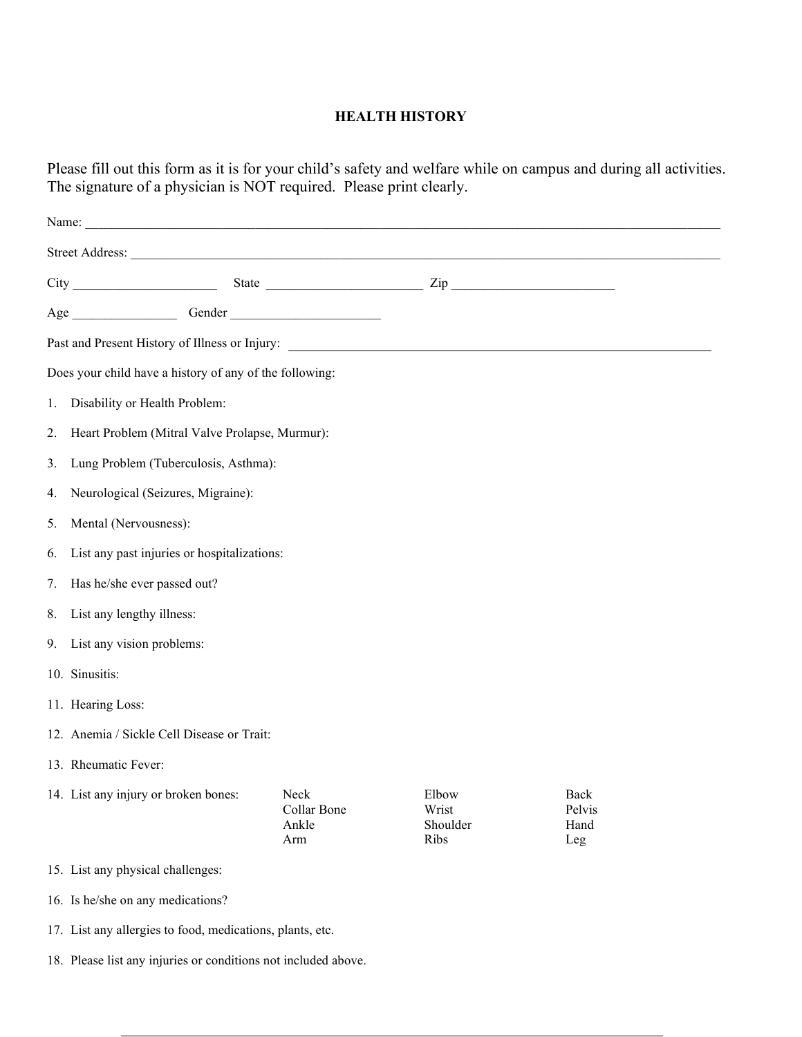# HEALTH HISTORY

Please fill out this form as it is for your child's safety and welfare while on campus and during all activities. The signature of a physician is NOT required. Please print clearly.

Name: ______________________________________________________________________________________________

Street Address: ________________________________________________________________________________________

City _____________________ State _______________________ Zip ________________________

Age ________________ Gender ______________________

Past and Present History of Illness or Injury: ________________________________________________________________

Does your child have a history of any of the following:

1. Disability or Health Problem:
2. Heart Problem (Mitral Valve Prolapse, Murmur):
3. Lung Problem (Tuberculosis, Asthma):
4. Neurological (Seizures, Migraine):
5. Mental (Nervousness):
6. List any past injuries or hospitalizations:
7. Has he/she ever passed out?
8. List any lengthy illness:
9. List any vision problems:
10. Sinusitis:
11. Hearing Loss:
12. Anemia / Sickle Cell Disease or Trait:
13. Rheumatic Fever:
14. List any injury or broken bones:

| Neck | Elbow | Back |
|---|---|---|
| Collar Bone | Wrist | Pelvis |
| Ankle | Shoulder | Hand |
| Arm | Ribs | Leg |

15. List any physical challenges:
16. Is he/she on any medications?
17. List any allergies to food, medications, plants, etc.
18. Please list any injuries or conditions not included above.

______________________________________________________________________________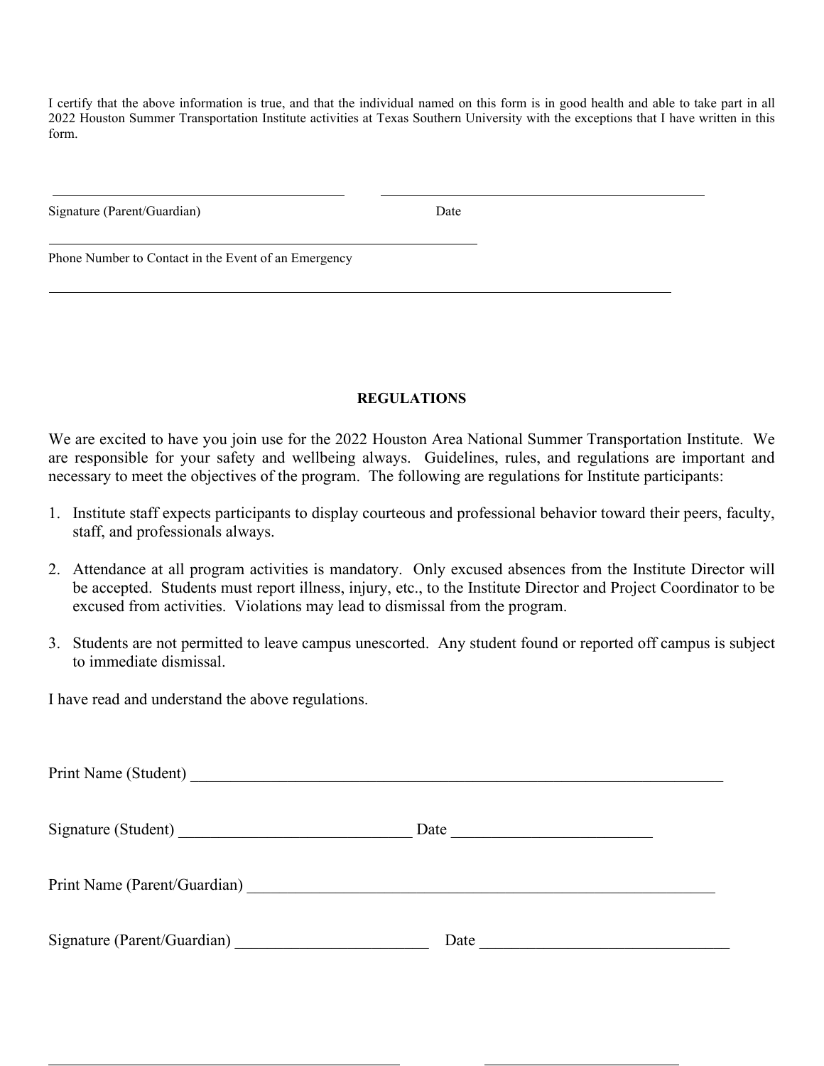I certify that the above information is true, and that the individual named on this form is in good health and able to take part in all 2022 Houston Summer Transportation Institute activities at Texas Southern University with the exceptions that I have written in this form.

_______________________________________ _____________________________________________

Signature (Parent/Guardian) Date

__________________________________________________________

Phone Number to Contact in the Event of an Emergency

_____________________________________________________________________________________

**REGULATIONS**

We are excited to have you join use for the 2022 Houston Area National Summer Transportation Institute. We are responsible for your safety and wellbeing always. Guidelines, rules, and regulations are important and necessary to meet the objectives of the program. The following are regulations for Institute participants:

1. Institute staff expects participants to display courteous and professional behavior toward their peers, faculty, staff, and professionals always.

2. Attendance at all program activities is mandatory. Only excused absences from the Institute Director will be accepted. Students must report illness, injury, etc., to the Institute Director and Project Coordinator to be excused from activities. Violations may lead to dismissal from the program.

3. Students are not permitted to leave campus unescorted. Any student found or reported off campus is subject to immediate dismissal.

I have read and understand the above regulations.

Print Name (Student) _______________________________________________________________________

Signature (Student) ______________________________ Date _________________________

Print Name (Parent/Guardian) ____________________________________________________________

Signature (Parent/Guardian) ________________________ Date _______________________________

_____________________________________________ _________________________